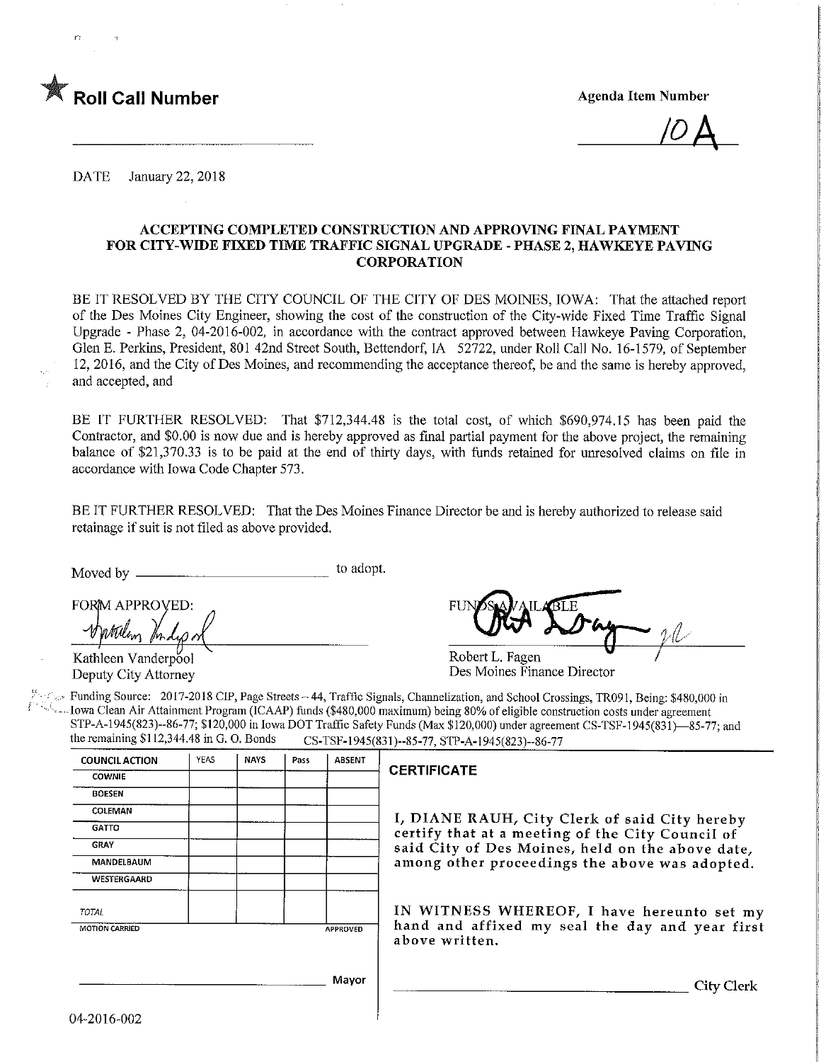★ **Roll Call Number**

Agenda Item Number

10A

DATE January 22, 2018

### ACCEPTING COMPLETED CONSTRUCTION AND APPROVING FINAL PAYMENT FOR CITY-WIDE FIXED TIME TRAFFIC SIGNAL UPGRADE - PHASE 2, HAWKEYE PAVING CORPORATION

BE IT RESOLVED BY THE CITY COUNCIL OF THE CITY OF DES MOINES, IOWA: That the attached report of the Des Moines City Engineer, showing the cost of the construction of the City-wide Fixed Time Traffic Signal Upgrade - Phase 2, 04-2016-002, in accordance with the contract approved between Hawkeye Paving Corporation, Glen E. Perkins, President, 801 42nd Street South, Bettendorf, IA 52722, under Roll Call No. 16-1579, of September 12, 2016, and the City of Des Moines, and recommending the acceptance thereof, be and the same is hereby approved, and accepted, and

BE IT FURTHER RESOLVED: That $712,344.48 is the total cost, of which $690,974.15 has been paid the Contractor, and $0.00 is now due and is hereby approved as final partial payment for the above project, the remaining balance of $21,370.33 is to be paid at the end of thirty days, with funds retained for unresolved claims on file in accordance with Iowa Code Chapter 573.

BE IT FURTHER RESOLVED: That the Des Moines Finance Director be and is hereby authorized to release said retainage if suit is not filed as above provided.

Moved by ______________________ to adopt.

FORM APPROVED:

Kathleen Vanderpool
Deputy City Attorney

FUNDS AVAILABLE

Robert L. Fagen
Des Moines Finance Director

Funding Source: 2017-2018 CIP, Page Streets – 44, Traffic Signals, Channelization, and School Crossings, TR091, Being: $480,000 in Iowa Clean Air Attainment Program (ICAAP) funds ($480,000 maximum) being 80% of eligible construction costs under agreement STP-A-1945(823)--86-77; $120,000 in Iowa DOT Traffic Safety Funds (Max $120,000) under agreement CS-TSF-1945(831)—85-77; and the remaining $112,344.48 in G. O. Bonds CS-TSF-1945(831)--85-77, STP-A-1945(823)--86-77

| COUNCIL ACTION | YEAS | NAYS | Pass | ABSENT |
|---|---|---|---|---|
| COWNIE | | | | |
| BOESEN | | | | |
| COLEMAN | | | | |
| GATTO | | | | |
| GRAY | | | | |
| MANDELBAUM | | | | |
| WESTERGAARD | | | | |
| TOTAL | | | | |
| MOTION CARRIED | | | | APPROVED |

______________________ Mayor

**CERTIFICATE**

I, DIANE RAUH, City Clerk of said City hereby certify that at a meeting of the City Council of said City of Des Moines, held on the above date, among other proceedings the above was adopted.

IN WITNESS WHEREOF, I have hereunto set my hand and affixed my seal the day and year first above written.

______________________ City Clerk

04-2016-002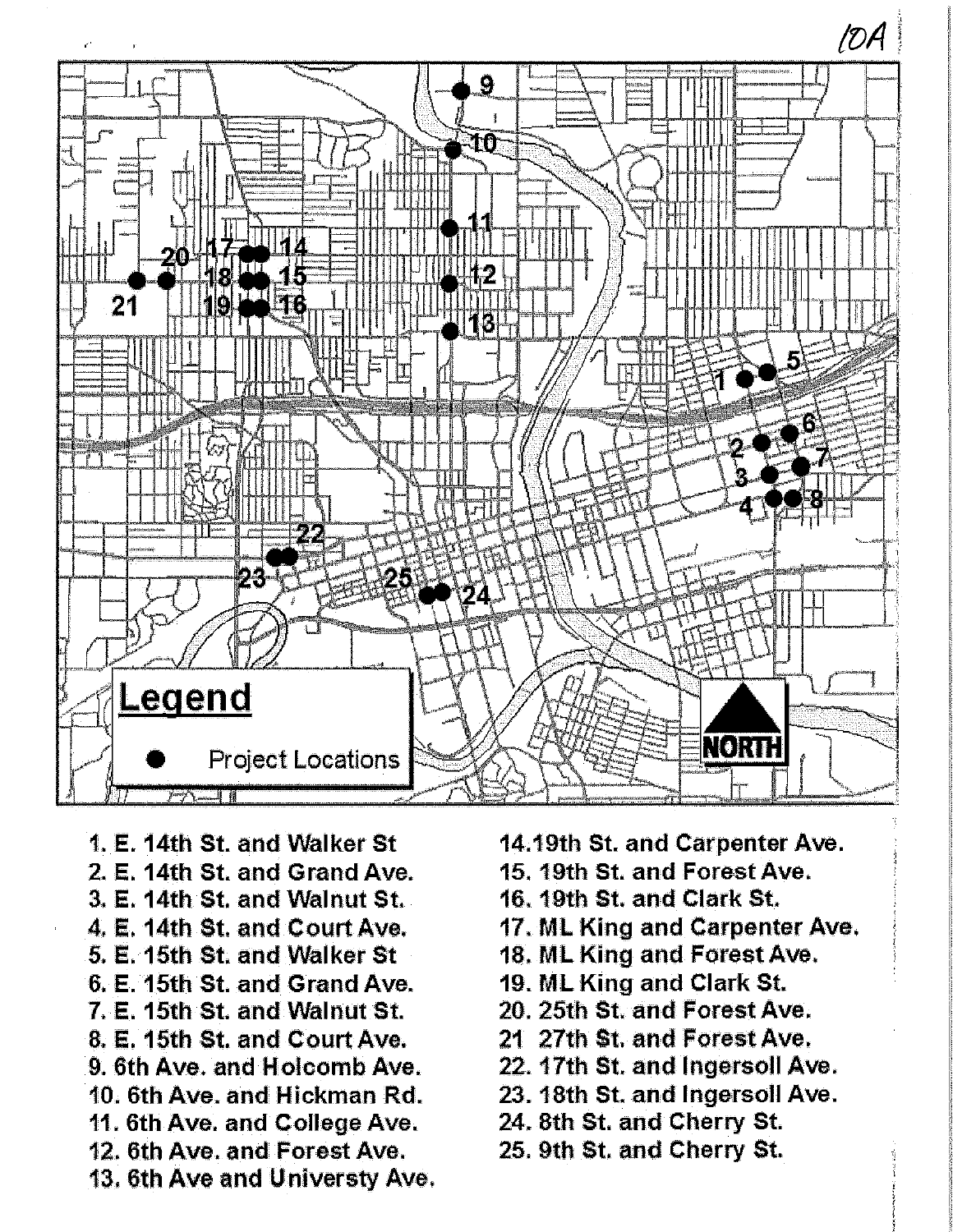10A

Legend

● Project Locations

NORTH

1. E. 14th St. and Walker St
2. E. 14th St. and Grand Ave.
3. E. 14th St. and Walnut St.
4. E. 14th St. and Court Ave.
5. E. 15th St. and Walker St
6. E. 15th St. and Grand Ave.
7. E. 15th St. and Walnut St.
8. E. 15th St. and Court Ave.
9. 6th Ave. and Holcomb Ave.
10. 6th Ave. and Hickman Rd.
11. 6th Ave. and College Ave.
12. 6th Ave. and Forest Ave.
13. 6th Ave and Universty Ave.
14. 19th St. and Carpenter Ave.
15. 19th St. and Forest Ave.
16. 19th St. and Clark St.
17. ML King and Carpenter Ave.
18. ML King and Forest Ave.
19. ML King and Clark St.
20. 25th St. and Forest Ave.
21. 27th St. and Forest Ave.
22. 17th St. and Ingersoll Ave.
23. 18th St. and Ingersoll Ave.
24. 8th St. and Cherry St.
25. 9th St. and Cherry St.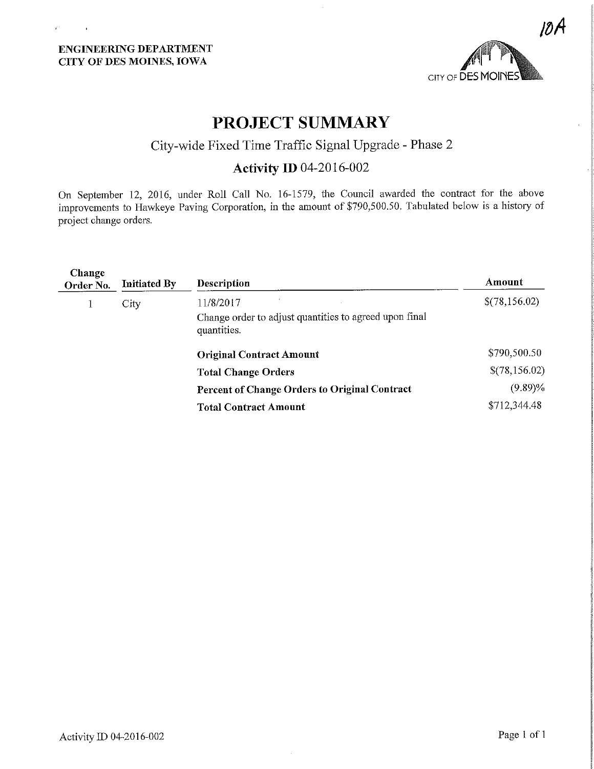10A

ENGINEERING DEPARTMENT
CITY OF DES MOINES, IOWA

# PROJECT SUMMARY

## City-wide Fixed Time Traffic Signal Upgrade - Phase 2

## Activity ID 04-2016-002

On September 12, 2016, under Roll Call No. 16-1579, the Council awarded the contract for the above improvements to Hawkeye Paving Corporation, in the amount of $790,500.50. Tabulated below is a history of project change orders.

| Change Order No. | Initiated By | Description | Amount |
|---|---|---|---|
| 1 | City | 11/8/2017<br>Change order to adjust quantities to agreed upon final quantities. | $(78,156.02) |
| | | **Original Contract Amount** | $790,500.50 |
| | | **Total Change Orders** | $(78,156.02) |
| | | **Percent of Change Orders to Original Contract** | (9.89)% |
| | | **Total Contract Amount** | $712,344.48 |

Activity ID 04-2016-002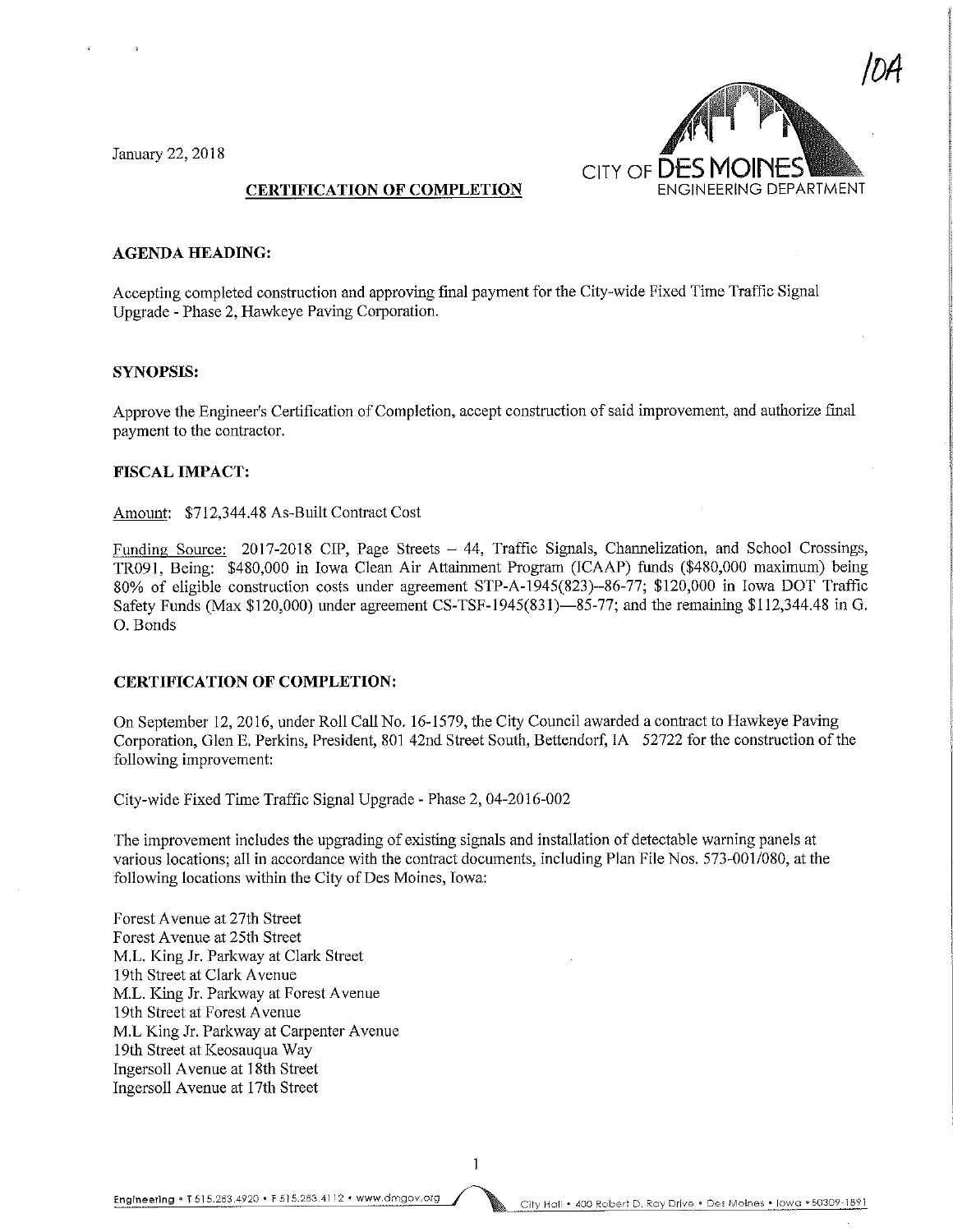10A

January 22, 2018

CITY OF DES MOINES
ENGINEERING DEPARTMENT

**CERTIFICATION OF COMPLETION**

**AGENDA HEADING:**

Accepting completed construction and approving final payment for the City-wide Fixed Time Traffic Signal Upgrade - Phase 2, Hawkeye Paving Corporation.

**SYNOPSIS:**

Approve the Engineer's Certification of Completion, accept construction of said improvement, and authorize final payment to the contractor.

**FISCAL IMPACT:**

Amount: $712,344.48 As-Built Contract Cost

Funding Source: 2017-2018 CIP, Page Streets – 44, Traffic Signals, Channelization, and School Crossings, TR091, Being: $480,000 in Iowa Clean Air Attainment Program (ICAAP) funds ($480,000 maximum) being 80% of eligible construction costs under agreement STP-A-1945(823)--86-77; $120,000 in Iowa DOT Traffic Safety Funds (Max $120,000) under agreement CS-TSF-1945(831)—85-77; and the remaining $112,344.48 in G. O. Bonds

**CERTIFICATION OF COMPLETION:**

On September 12, 2016, under Roll Call No. 16-1579, the City Council awarded a contract to Hawkeye Paving Corporation, Glen E. Perkins, President, 801 42nd Street South, Bettendorf, IA 52722 for the construction of the following improvement:

City-wide Fixed Time Traffic Signal Upgrade - Phase 2, 04-2016-002

The improvement includes the upgrading of existing signals and installation of detectable warning panels at various locations; all in accordance with the contract documents, including Plan File Nos. 573-001/080, at the following locations within the City of Des Moines, Iowa:

Forest Avenue at 27th Street
Forest Avenue at 25th Street
M.L. King Jr. Parkway at Clark Street
19th Street at Clark Avenue
M.L. King Jr. Parkway at Forest Avenue
19th Street at Forest Avenue
M.L King Jr. Parkway at Carpenter Avenue
19th Street at Keosauqua Way
Ingersoll Avenue at 18th Street
Ingersoll Avenue at 17th Street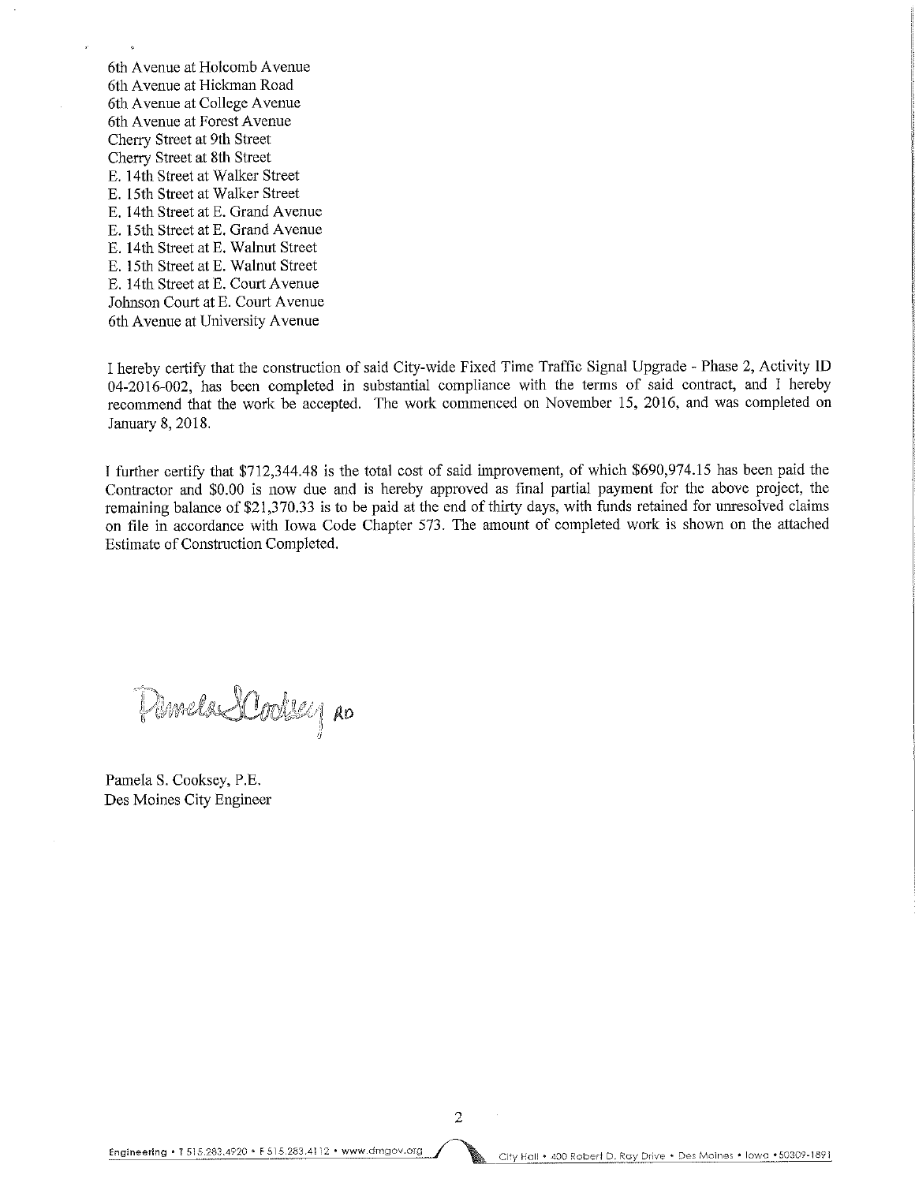6th Avenue at Holcomb Avenue
6th Avenue at Hickman Road
6th Avenue at College Avenue
6th Avenue at Forest Avenue
Cherry Street at 9th Street
Cherry Street at 8th Street
E. 14th Street at Walker Street
E. 15th Street at Walker Street
E. 14th Street at E. Grand Avenue
E. 15th Street at E. Grand Avenue
E. 14th Street at E. Walnut Street
E. 15th Street at E. Walnut Street
E. 14th Street at E. Court Avenue
Johnson Court at E. Court Avenue
6th Avenue at University Avenue

I hereby certify that the construction of said City-wide Fixed Time Traffic Signal Upgrade - Phase 2, Activity ID 04-2016-002, has been completed in substantial compliance with the terms of said contract, and I hereby recommend that the work be accepted. The work commenced on November 15, 2016, and was completed on January 8, 2018.

I further certify that $712,344.48 is the total cost of said improvement, of which $690,974.15 has been paid the Contractor and $0.00 is now due and is hereby approved as final partial payment for the above project, the remaining balance of $21,370.33 is to be paid at the end of thirty days, with funds retained for unresolved claims on file in accordance with Iowa Code Chapter 573. The amount of completed work is shown on the attached Estimate of Construction Completed.

Pamela S Cooksey RO

Pamela S. Cooksey, P.E.
Des Moines City Engineer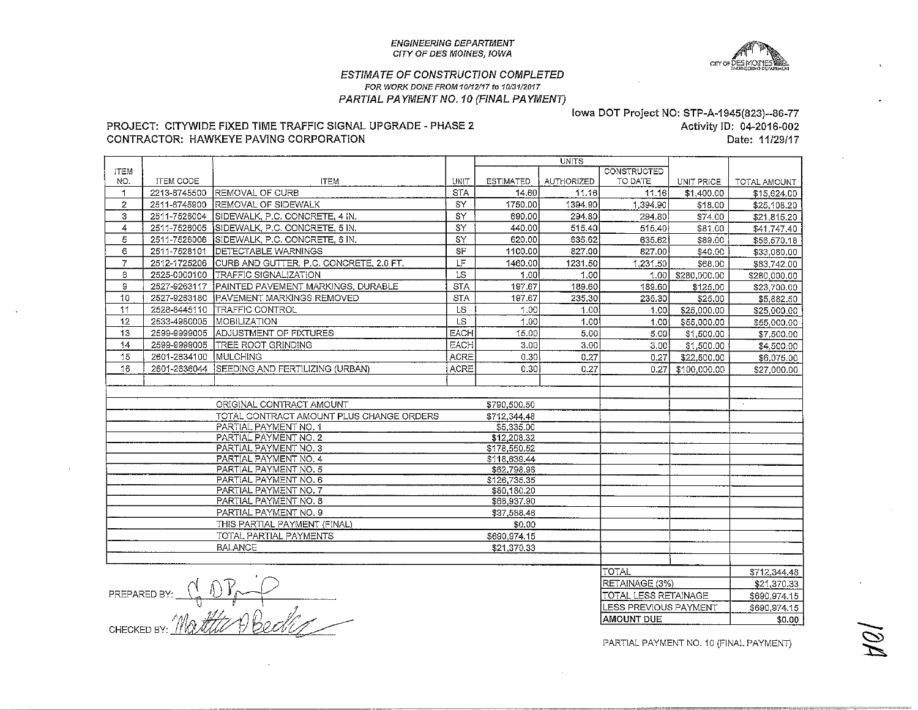*ENGINEERING DEPARTMENT*
*CITY OF DES MOINES, IOWA*

## *ESTIMATE OF CONSTRUCTION COMPLETED*

*FOR WORK DONE FROM 10/12/17 to 10/31/2017*

*PARTIAL PAYMENT NO. 10 (FINAL PAYMENT)*

Iowa DOT Project NO: STP-A-1945(823)--86-77
Activity ID: 04-2016-002
Date: 11/29/17

PROJECT: CITYWIDE FIXED TIME TRAFFIC SIGNAL UPGRADE - PHASE 2
CONTRACTOR: HAWKEYE PAVING CORPORATION

| ITEM NO. | ITEM CODE | ITEM | UNIT | UNITS ESTIMATED | UNITS AUTHORIZED | CONSTRUCTED TO DATE | UNIT PRICE | TOTAL AMOUNT |
|---|---|---|---|---|---|---|---|---|
| 1 | 2213-6745500 | REMOVAL OF CURB | STA | 14.60 | 11.16 | 11.16 | $1,400.00 | $15,624.00 |
| 2 | 2511-6745900 | REMOVAL OF SIDEWALK | SY | 1750.00 | 1394.90 | 1,394.90 | $18.00 | $25,108.20 |
| 3 | 2511-7526004 | SIDEWALK, P.C. CONCRETE, 4 IN. | SY | 690.00 | 294.80 | 294.80 | $74.00 | $21,815.20 |
| 4 | 2511-7526005 | SIDEWALK, P.C. CONCRETE, 5 IN. | SY | 440.00 | 515.40 | 515.40 | $81.00 | $41,747.40 |
| 5 | 2511-7526006 | SIDEWALK, P.C. CONCRETE, 6 IN. | SY | 620.00 | 635.62 | 635.62 | $89.00 | $56,570.18 |
| 6 | 2511-7528101 | DETECTABLE WARNINGS | SF | 1100.00 | 827.00 | 827.00 | $40.00 | $33,080.00 |
| 7 | 2512-1725206 | CURB AND GUTTER, P.C. CONCRETE, 2.0 FT. | LF | 1460.00 | 1231.50 | 1,231.50 | $68.00 | $83,742.00 |
| 8 | 2525-0000100 | TRAFFIC SIGNALIZATION | LS | 1.00 | 1.00 | 1.00 | $280,000.00 | $280,000.00 |
| 9 | 2527-9263117 | PAINTED PAVEMENT MARKINGS, DURABLE | STA | 197.67 | 189.60 | 189.60 | $125.00 | $23,700.00 |
| 10 | 2527-9263180 | PAVEMENT MARKINGS REMOVED | STA | 197.67 | 235.30 | 235.30 | $25.00 | $5,882.50 |
| 11 | 2528-8445110 | TRAFFIC CONTROL | LS | 1.00 | 1.00 | 1.00 | $25,000.00 | $25,000.00 |
| 12 | 2533-4980005 | MOBILIZATION | LS | 1.00 | 1.00 | 1.00 | $55,000.00 | $55,000.00 |
| 13 | 2599-9999005 | ADJUSTMENT OF FIXTURES | EACH | 15.00 | 5.00 | 5.00 | $1,500.00 | $7,500.00 |
| 14 | 2599-9999005 | TREE ROOT GRINDING | EACH | 3.00 | 3.00 | 3.00 | $1,500.00 | $4,500.00 |
| 15 | 2601-2634100 | MULCHING | ACRE | 0.30 | 0.27 | 0.27 | $22,500.00 | $6,075.00 |
| 16 | 2601-2636044 | SEEDING AND FERTILIZING (URBAN) | ACRE | 0.30 | 0.27 | 0.27 | $100,000.00 | $27,000.00 |

| | |
|---|---|
| ORIGINAL CONTRACT AMOUNT | $790,500.50 |
| TOTAL CONTRACT AMOUNT PLUS CHANGE ORDERS | $712,344.48 |
| PARTIAL PAYMENT NO. 1 | $5,335.00 |
| PARTIAL PAYMENT NO. 2 | $12,208.32 |
| PARTIAL PAYMENT NO. 3 | $178,550.52 |
| PARTIAL PAYMENT NO. 4 | $118,639.44 |
| PARTIAL PAYMENT NO. 5 | $62,798.96 |
| PARTIAL PAYMENT NO. 6 | $126,735.35 |
| PARTIAL PAYMENT NO. 7 | $80,180.20 |
| PARTIAL PAYMENT NO. 8 | $68,937.90 |
| PARTIAL PAYMENT NO. 9 | $37,588.46 |
| THIS PARTIAL PAYMENT (FINAL) | $0.00 |
| TOTAL PARTIAL PAYMENTS | $690,974.15 |
| BALANCE | $21,370.33 |

| | |
|---|---|
| TOTAL | $712,344.48 |
| RETAINAGE (3%) | $21,370.33 |
| TOTAL LESS RETAINAGE | $690,974.15 |
| LESS PREVIOUS PAYMENT | $690,974.15 |
| AMOUNT DUE | $0.00 |

PREPARED BY: _[signature]_

CHECKED BY: _Matthew A Bedig_

PARTIAL PAYMENT NO. 10 (FINAL PAYMENT)